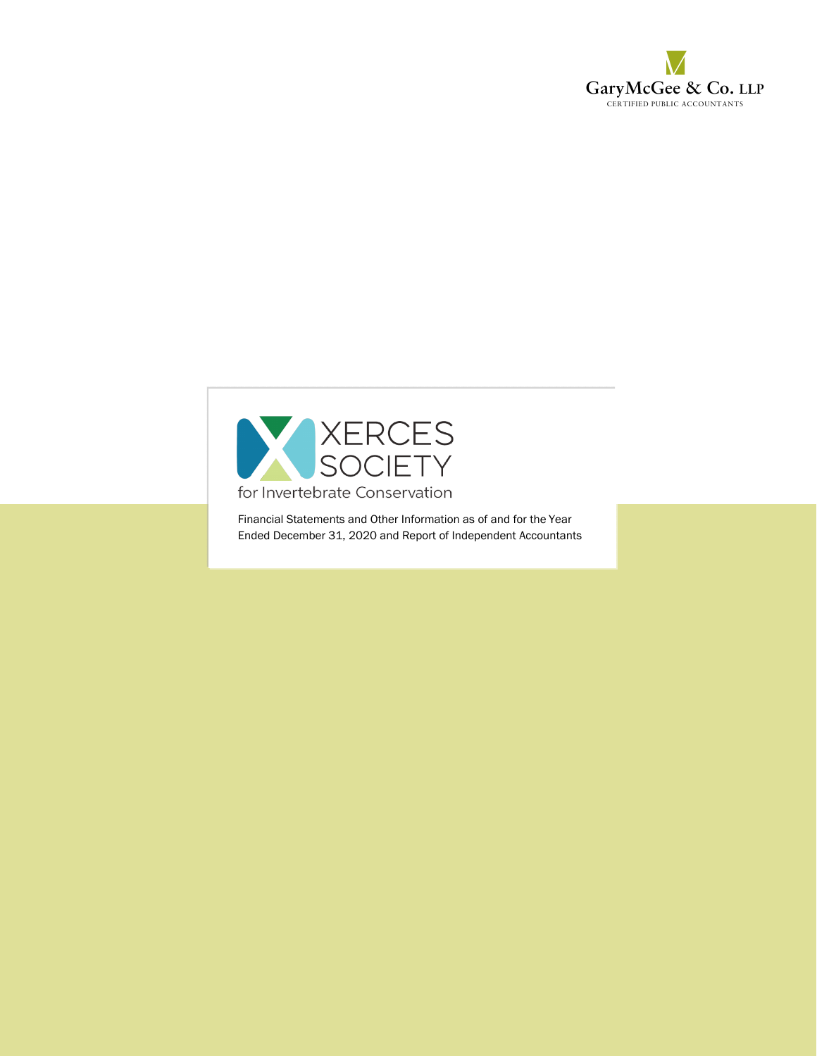GaryMcGee & Co. LLP

CERTIFIED PUBLIC ACCOUNTANTS

# XERCES SOCIETY

for Invertebrate Conservation

Financial Statements and Other Information as of and for the Year Ended December 31, 2020 and Report of Independent Accountants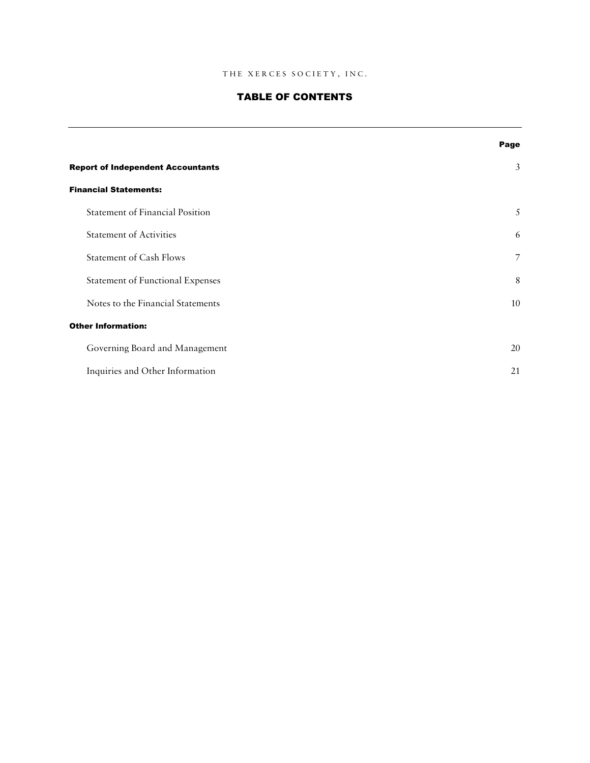THE XERCES SOCIETY, INC.

# TABLE OF CONTENTS

| | Page |
|---|---|
| **Report of Independent Accountants** | 3 |
| **Financial Statements:** | |
| Statement of Financial Position | 5 |
| Statement of Activities | 6 |
| Statement of Cash Flows | 7 |
| Statement of Functional Expenses | 8 |
| Notes to the Financial Statements | 10 |
| **Other Information:** | |
| Governing Board and Management | 20 |
| Inquiries and Other Information | 21 |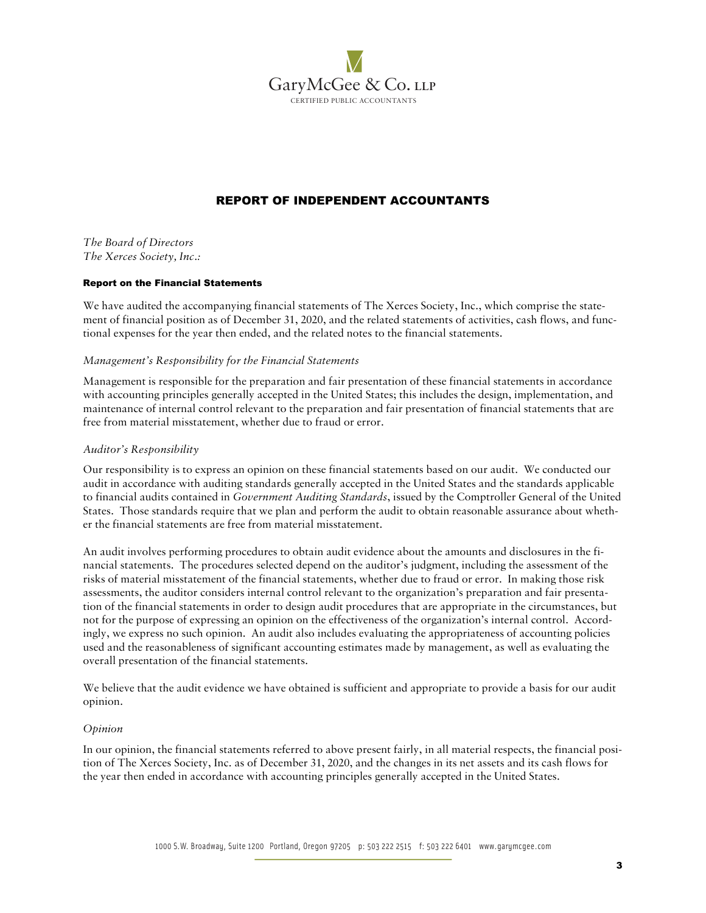GaryMcGee & Co. LLP

CERTIFIED PUBLIC ACCOUNTANTS

# REPORT OF INDEPENDENT ACCOUNTANTS

*The Board of Directors*
*The Xerces Society, Inc.:*

**Report on the Financial Statements**

We have audited the accompanying financial statements of The Xerces Society, Inc., which comprise the statement of financial position as of December 31, 2020, and the related statements of activities, cash flows, and functional expenses for the year then ended, and the related notes to the financial statements.

*Management's Responsibility for the Financial Statements*

Management is responsible for the preparation and fair presentation of these financial statements in accordance with accounting principles generally accepted in the United States; this includes the design, implementation, and maintenance of internal control relevant to the preparation and fair presentation of financial statements that are free from material misstatement, whether due to fraud or error.

*Auditor's Responsibility*

Our responsibility is to express an opinion on these financial statements based on our audit. We conducted our audit in accordance with auditing standards generally accepted in the United States and the standards applicable to financial audits contained in *Government Auditing Standards*, issued by the Comptroller General of the United States. Those standards require that we plan and perform the audit to obtain reasonable assurance about whether the financial statements are free from material misstatement.

An audit involves performing procedures to obtain audit evidence about the amounts and disclosures in the financial statements. The procedures selected depend on the auditor's judgment, including the assessment of the risks of material misstatement of the financial statements, whether due to fraud or error. In making those risk assessments, the auditor considers internal control relevant to the organization's preparation and fair presentation of the financial statements in order to design audit procedures that are appropriate in the circumstances, but not for the purpose of expressing an opinion on the effectiveness of the organization's internal control. Accordingly, we express no such opinion. An audit also includes evaluating the appropriateness of accounting policies used and the reasonableness of significant accounting estimates made by management, as well as evaluating the overall presentation of the financial statements.

We believe that the audit evidence we have obtained is sufficient and appropriate to provide a basis for our audit opinion.

*Opinion*

In our opinion, the financial statements referred to above present fairly, in all material respects, the financial position of The Xerces Society, Inc. as of December 31, 2020, and the changes in its net assets and its cash flows for the year then ended in accordance with accounting principles generally accepted in the United States.

1000 S.W. Broadway, Suite 1200 Portland, Oregon 97205 p: 503 222 2515 f: 503 222 6401 www.garymcgee.com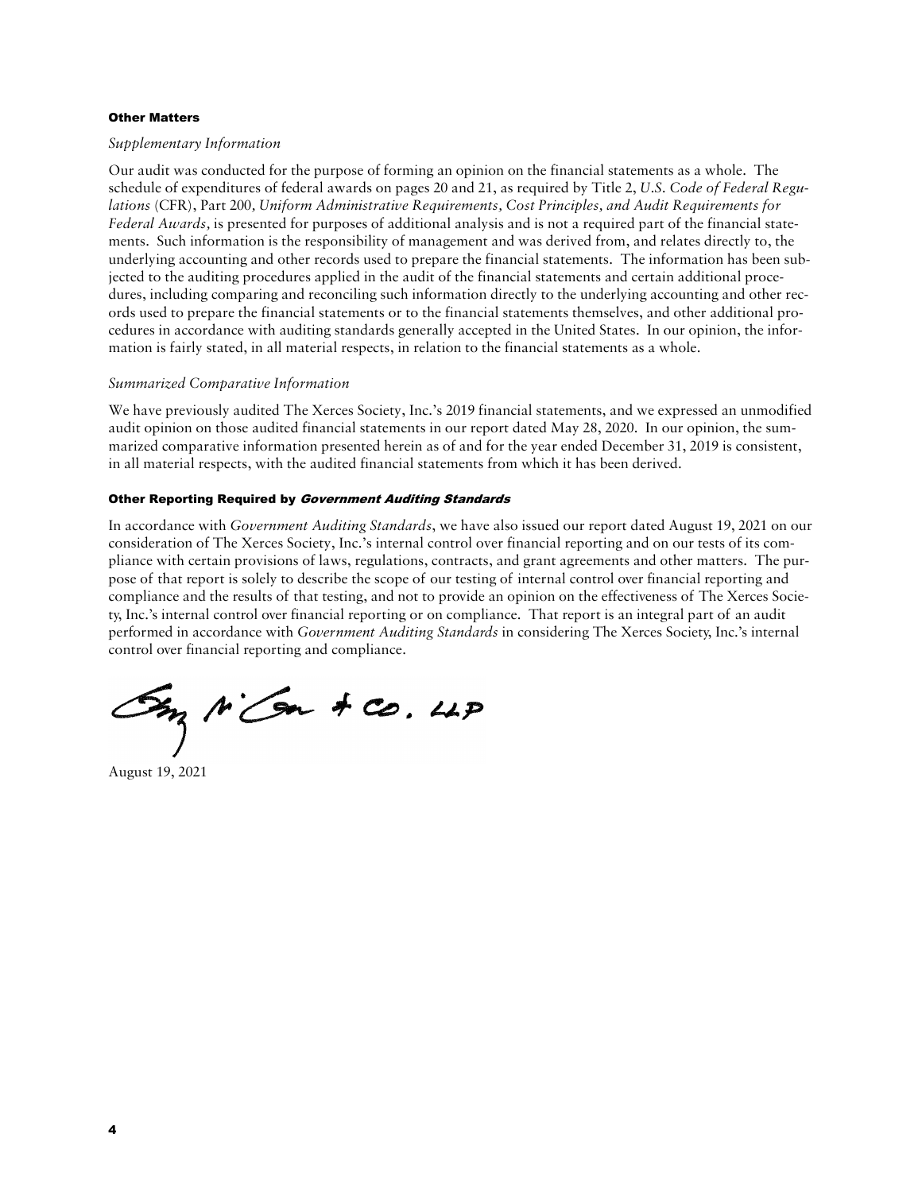### Other Matters

*Supplementary Information*

Our audit was conducted for the purpose of forming an opinion on the financial statements as a whole. The schedule of expenditures of federal awards on pages 20 and 21, as required by Title 2, *U.S. Code of Federal Regulations* (CFR), Part 200, *Uniform Administrative Requirements, Cost Principles, and Audit Requirements for Federal Awards,* is presented for purposes of additional analysis and is not a required part of the financial statements. Such information is the responsibility of management and was derived from, and relates directly to, the underlying accounting and other records used to prepare the financial statements. The information has been subjected to the auditing procedures applied in the audit of the financial statements and certain additional procedures, including comparing and reconciling such information directly to the underlying accounting and other records used to prepare the financial statements or to the financial statements themselves, and other additional procedures in accordance with auditing standards generally accepted in the United States. In our opinion, the information is fairly stated, in all material respects, in relation to the financial statements as a whole.

*Summarized Comparative Information*

We have previously audited The Xerces Society, Inc.'s 2019 financial statements, and we expressed an unmodified audit opinion on those audited financial statements in our report dated May 28, 2020. In our opinion, the summarized comparative information presented herein as of and for the year ended December 31, 2019 is consistent, in all material respects, with the audited financial statements from which it has been derived.

### Other Reporting Required by *Government Auditing Standards*

In accordance with *Government Auditing Standards*, we have also issued our report dated August 19, 2021 on our consideration of The Xerces Society, Inc.'s internal control over financial reporting and on our tests of its compliance with certain provisions of laws, regulations, contracts, and grant agreements and other matters. The purpose of that report is solely to describe the scope of our testing of internal control over financial reporting and compliance and the results of that testing, and not to provide an opinion on the effectiveness of The Xerces Society, Inc.'s internal control over financial reporting or on compliance. That report is an integral part of an audit performed in accordance with *Government Auditing Standards* in considering The Xerces Society, Inc.'s internal control over financial reporting and compliance.

Guy McGee & Co. LLP

August 19, 2021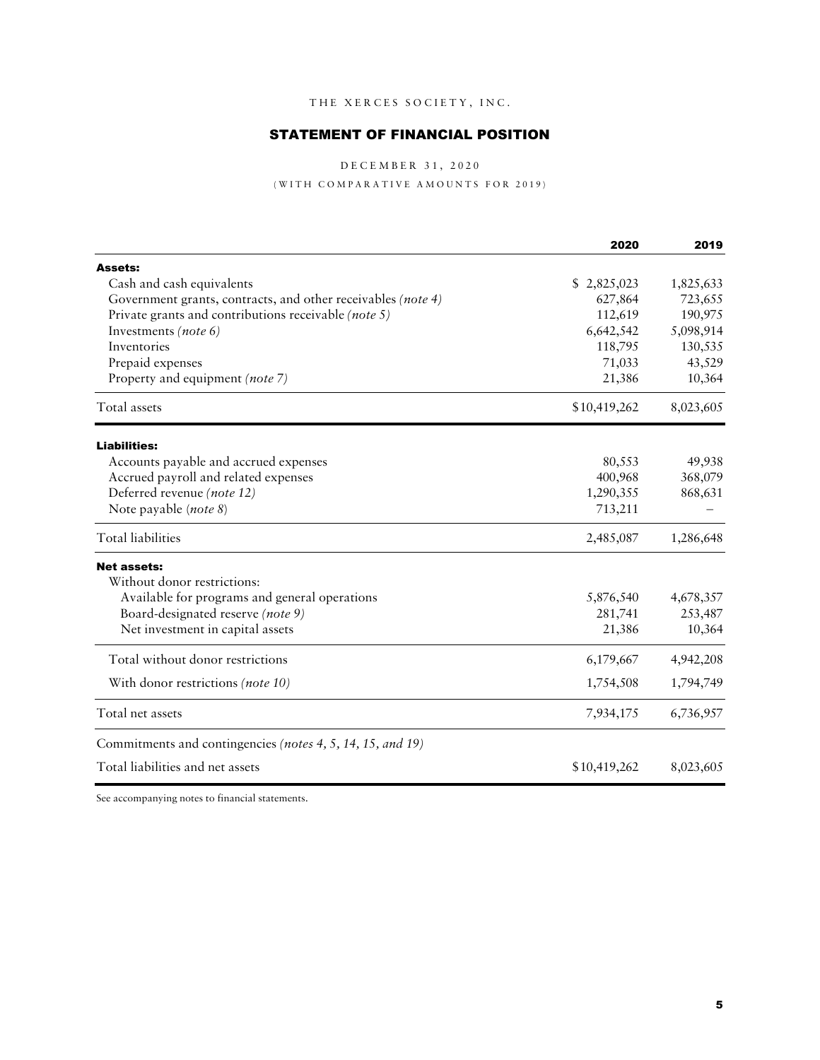THE XERCES SOCIETY, INC.

## STATEMENT OF FINANCIAL POSITION

DECEMBER 31, 2020

(WITH COMPARATIVE AMOUNTS FOR 2019)

| | 2020 | 2019 |
|---|---|---|
| **Assets:** | | |
| Cash and cash equivalents | $ 2,825,023 | 1,825,633 |
| Government grants, contracts, and other receivables *(note 4)* | 627,864 | 723,655 |
| Private grants and contributions receivable *(note 5)* | 112,619 | 190,975 |
| Investments *(note 6)* | 6,642,542 | 5,098,914 |
| Inventories | 118,795 | 130,535 |
| Prepaid expenses | 71,033 | 43,529 |
| Property and equipment *(note 7)* | 21,386 | 10,364 |
| Total assets | $10,419,262 | 8,023,605 |
| **Liabilities:** | | |
| Accounts payable and accrued expenses | 80,553 | 49,938 |
| Accrued payroll and related expenses | 400,968 | 368,079 |
| Deferred revenue *(note 12)* | 1,290,355 | 868,631 |
| Note payable *(note 8)* | 713,211 | – |
| Total liabilities | 2,485,087 | 1,286,648 |
| **Net assets:** | | |
| Without donor restrictions: | | |
| Available for programs and general operations | 5,876,540 | 4,678,357 |
| Board-designated reserve *(note 9)* | 281,741 | 253,487 |
| Net investment in capital assets | 21,386 | 10,364 |
| Total without donor restrictions | 6,179,667 | 4,942,208 |
| With donor restrictions *(note 10)* | 1,754,508 | 1,794,749 |
| Total net assets | 7,934,175 | 6,736,957 |
| Commitments and contingencies *(notes 4, 5, 14, 15, and 19)* | | |
| Total liabilities and net assets | $10,419,262 | 8,023,605 |

See accompanying notes to financial statements.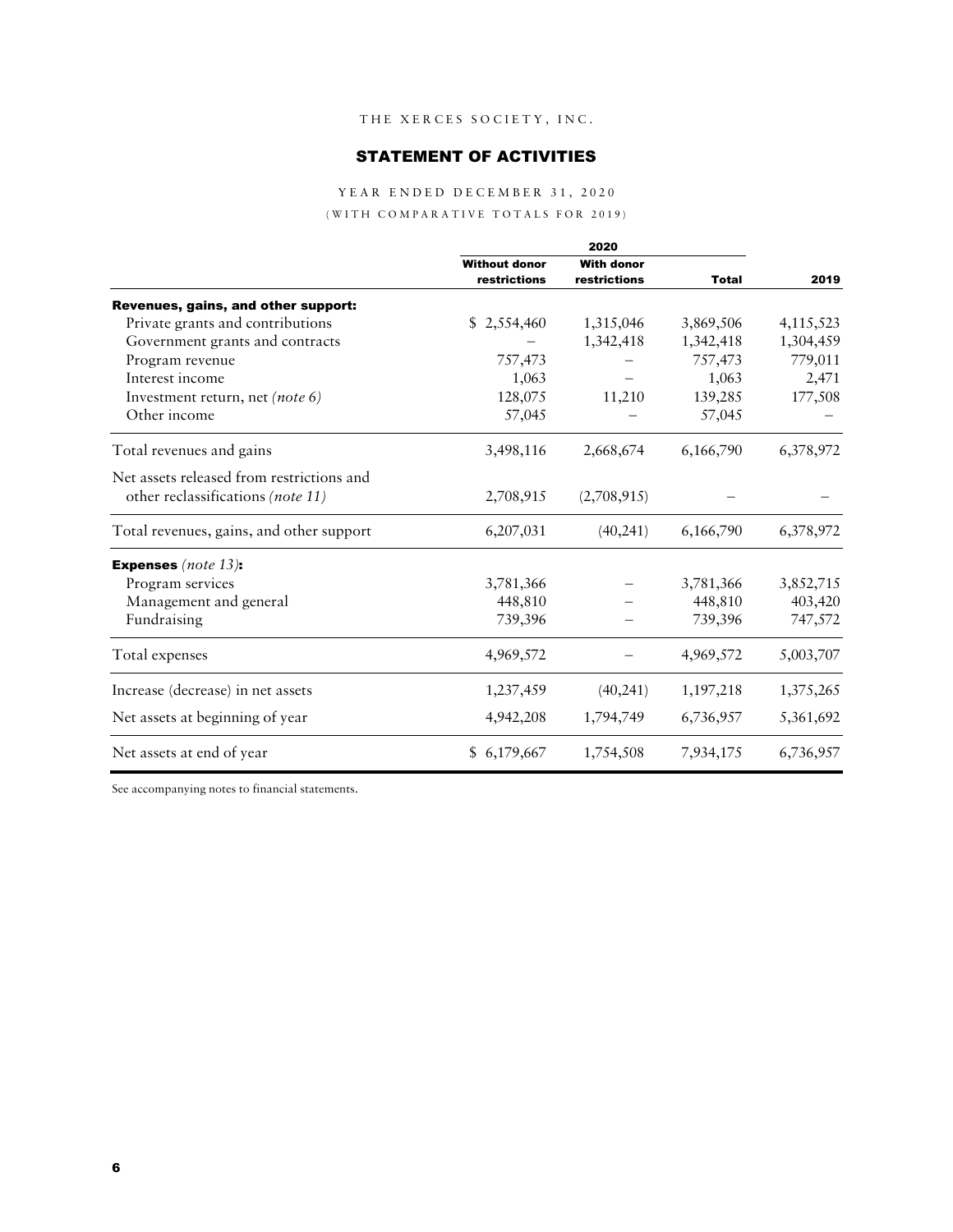THE XERCES SOCIETY, INC.

## STATEMENT OF ACTIVITIES

YEAR ENDED DECEMBER 31, 2020

(WITH COMPARATIVE TOTALS FOR 2019)

| | 2020 | | | |
|---|---|---|---|---|
| | **Without donor restrictions** | **With donor restrictions** | **Total** | **2019** |
| **Revenues, gains, and other support:** | | | | |
| Private grants and contributions | $ 2,554,460 | 1,315,046 | 3,869,506 | 4,115,523 |
| Government grants and contracts | – | 1,342,418 | 1,342,418 | 1,304,459 |
| Program revenue | 757,473 | – | 757,473 | 779,011 |
| Interest income | 1,063 | – | 1,063 | 2,471 |
| Investment return, net *(note 6)* | 128,075 | 11,210 | 139,285 | 177,508 |
| Other income | 57,045 | – | 57,045 | – |
| Total revenues and gains | 3,498,116 | 2,668,674 | 6,166,790 | 6,378,972 |
| Net assets released from restrictions and other reclassifications *(note 11)* | 2,708,915 | (2,708,915) | – | – |
| Total revenues, gains, and other support | 6,207,031 | (40,241) | 6,166,790 | 6,378,972 |
| **Expenses** *(note 13)***:** | | | | |
| Program services | 3,781,366 | – | 3,781,366 | 3,852,715 |
| Management and general | 448,810 | – | 448,810 | 403,420 |
| Fundraising | 739,396 | – | 739,396 | 747,572 |
| Total expenses | 4,969,572 | – | 4,969,572 | 5,003,707 |
| Increase (decrease) in net assets | 1,237,459 | (40,241) | 1,197,218 | 1,375,265 |
| Net assets at beginning of year | 4,942,208 | 1,794,749 | 6,736,957 | 5,361,692 |
| Net assets at end of year | $ 6,179,667 | 1,754,508 | 7,934,175 | 6,736,957 |

See accompanying notes to financial statements.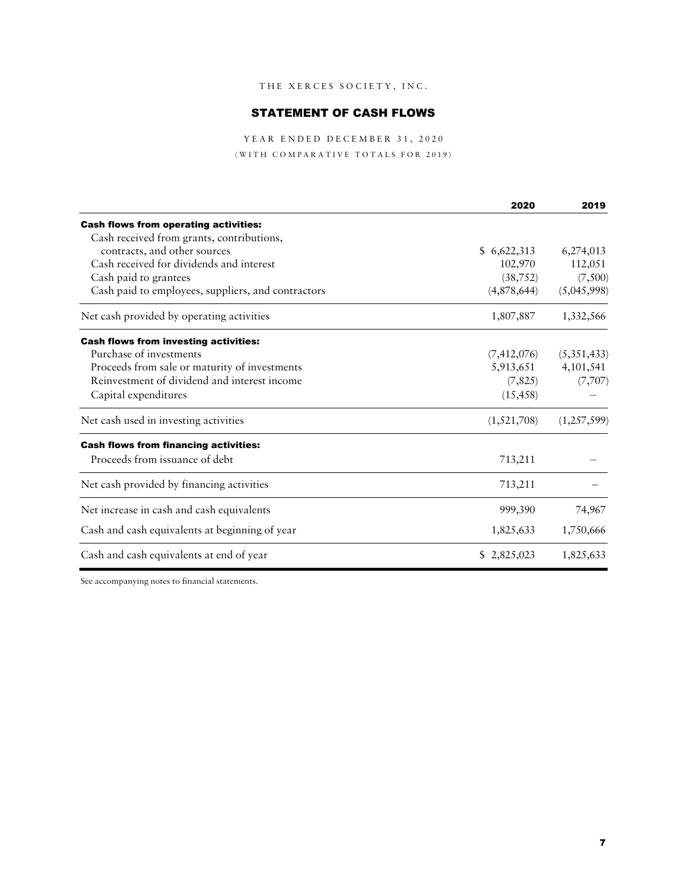THE XERCES SOCIETY, INC.

## STATEMENT OF CASH FLOWS

YEAR ENDED DECEMBER 31, 2020

(WITH COMPARATIVE TOTALS FOR 2019)

| | 2020 | 2019 |
|---|---|---|
| **Cash flows from operating activities:** | | |
| Cash received from grants, contributions, contracts, and other sources | $ 6,622,313 | 6,274,013 |
| Cash received for dividends and interest | 102,970 | 112,051 |
| Cash paid to grantees | (38,752) | (7,500) |
| Cash paid to employees, suppliers, and contractors | (4,878,644) | (5,045,998) |
| Net cash provided by operating activities | 1,807,887 | 1,332,566 |
| **Cash flows from investing activities:** | | |
| Purchase of investments | (7,412,076) | (5,351,433) |
| Proceeds from sale or maturity of investments | 5,913,651 | 4,101,541 |
| Reinvestment of dividend and interest income | (7,825) | (7,707) |
| Capital expenditures | (15,458) | – |
| Net cash used in investing activities | (1,521,708) | (1,257,599) |
| **Cash flows from financing activities:** | | |
| Proceeds from issuance of debt | 713,211 | – |
| Net cash provided by financing activities | 713,211 | – |
| Net increase in cash and cash equivalents | 999,390 | 74,967 |
| Cash and cash equivalents at beginning of year | 1,825,633 | 1,750,666 |
| Cash and cash equivalents at end of year | $ 2,825,023 | 1,825,633 |

See accompanying notes to financial statements.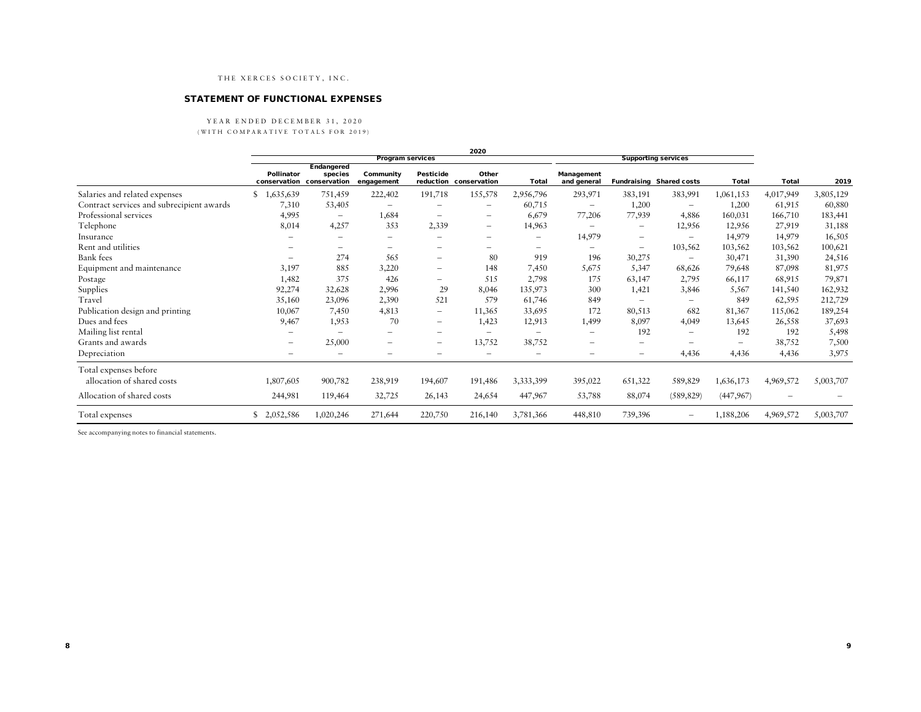THE XERCES SOCIETY, INC.

## STATEMENT OF FUNCTIONAL EXPENSES

YEAR ENDED DECEMBER 31, 2020
(WITH COMPARATIVE TOTALS FOR 2019)

| | 2020 | | | | | | | | | | | |
|---|---|---|---|---|---|---|---|---|---|---|---|---|
| | Program services | | | | | | Supporting services | | | | | |
| | Pollinator conservation | Endangered species conservation | Community engagement | Pesticide reduction | Other conservation | Total | Management and general | Fundraising | Shared costs | Total | Total | 2019 |
| Salaries and related expenses | $ 1,635,639 | 751,459 | 222,402 | 191,718 | 155,578 | 2,956,796 | 293,971 | 383,191 | 383,991 | 1,061,153 | 4,017,949 | 3,805,129 |
| Contract services and subrecipient awards | 7,310 | 53,405 | – | – | – | 60,715 | – | 1,200 | – | 1,200 | 61,915 | 60,880 |
| Professional services | 4,995 | – | 1,684 | – | – | 6,679 | 77,206 | 77,939 | 4,886 | 160,031 | 166,710 | 183,441 |
| Telephone | 8,014 | 4,257 | 353 | 2,339 | – | 14,963 | – | – | 12,956 | 12,956 | 27,919 | 31,188 |
| Insurance | – | – | – | – | – | – | 14,979 | – | – | 14,979 | 14,979 | 16,505 |
| Rent and utilities | – | – | – | – | – | – | – | – | 103,562 | 103,562 | 103,562 | 100,621 |
| Bank fees | – | 274 | 565 | – | 80 | 919 | 196 | 30,275 | – | 30,471 | 31,390 | 24,516 |
| Equipment and maintenance | 3,197 | 885 | 3,220 | – | 148 | 7,450 | 5,675 | 5,347 | 68,626 | 79,648 | 87,098 | 81,975 |
| Postage | 1,482 | 375 | 426 | – | 515 | 2,798 | 175 | 63,147 | 2,795 | 66,117 | 68,915 | 79,871 |
| Supplies | 92,274 | 32,628 | 2,996 | 29 | 8,046 | 135,973 | 300 | 1,421 | 3,846 | 5,567 | 141,540 | 162,932 |
| Travel | 35,160 | 23,096 | 2,390 | 521 | 579 | 61,746 | 849 | – | – | 849 | 62,595 | 212,729 |
| Publication design and printing | 10,067 | 7,450 | 4,813 | – | 11,365 | 33,695 | 172 | 80,513 | 682 | 81,367 | 115,062 | 189,254 |
| Dues and fees | 9,467 | 1,953 | 70 | – | 1,423 | 12,913 | 1,499 | 8,097 | 4,049 | 13,645 | 26,558 | 37,693 |
| Mailing list rental | – | – | – | – | – | – | – | 192 | – | 192 | 192 | 5,498 |
| Grants and awards | – | 25,000 | – | – | 13,752 | 38,752 | – | – | – | – | 38,752 | 7,500 |
| Depreciation | – | – | – | – | – | – | – | – | 4,436 | 4,436 | 4,436 | 3,975 |
| Total expenses before allocation of shared costs | 1,807,605 | 900,782 | 238,919 | 194,607 | 191,486 | 3,333,399 | 395,022 | 651,322 | 589,829 | 1,636,173 | 4,969,572 | 5,003,707 |
| Allocation of shared costs | 244,981 | 119,464 | 32,725 | 26,143 | 24,654 | 447,967 | 53,788 | 88,074 | (589,829) | (447,967) | – | – |
| Total expenses | $ 2,052,586 | 1,020,246 | 271,644 | 220,750 | 216,140 | 3,781,366 | 448,810 | 739,396 | – | 1,188,206 | 4,969,572 | 5,003,707 |

See accompanying notes to financial statements.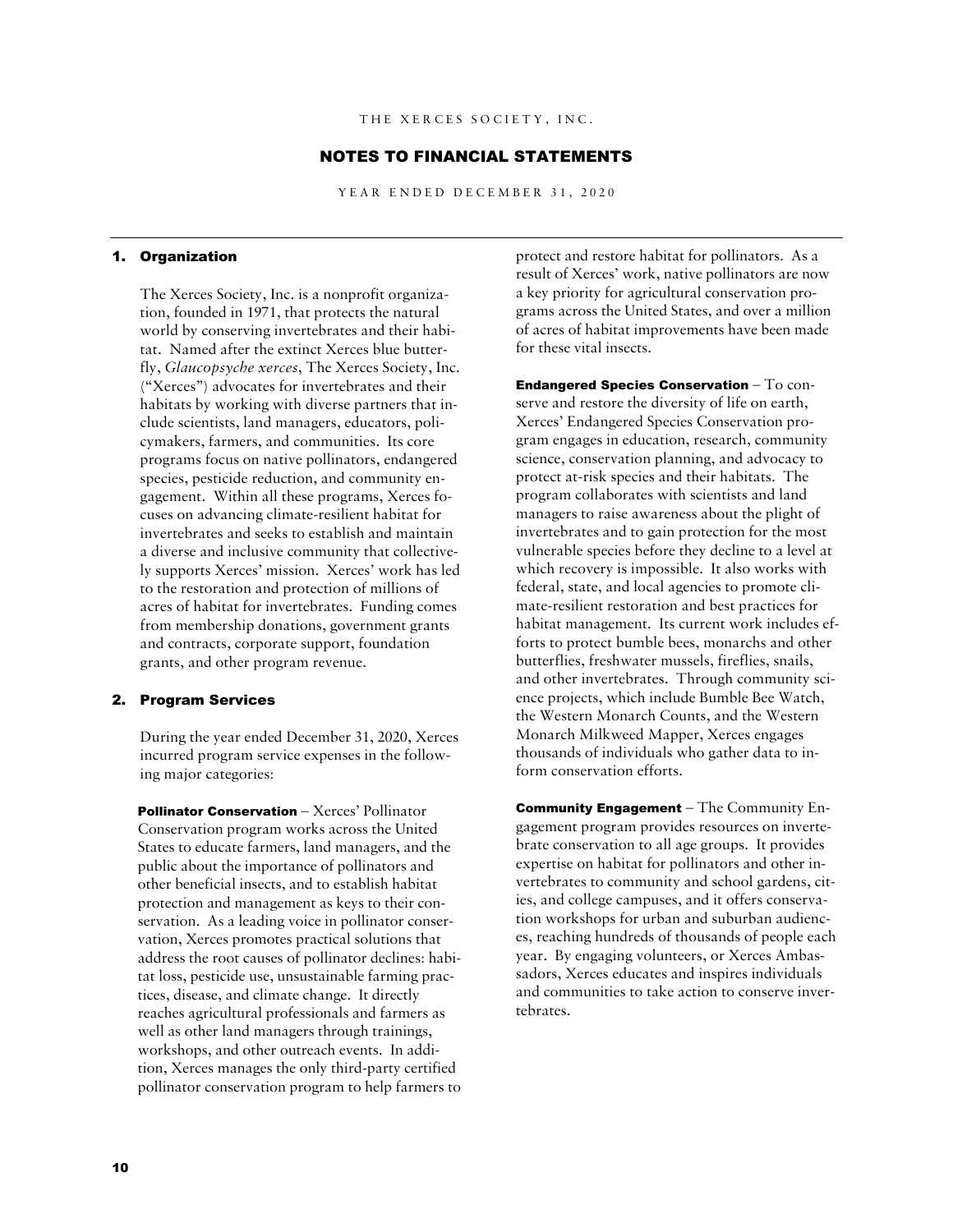THE XERCES SOCIETY, INC.

# NOTES TO FINANCIAL STATEMENTS

YEAR ENDED DECEMBER 31, 2020

## 1. Organization

The Xerces Society, Inc. is a nonprofit organization, founded in 1971, that protects the natural world by conserving invertebrates and their habitat. Named after the extinct Xerces blue butterfly, *Glaucopsyche xerces*, The Xerces Society, Inc. ("Xerces") advocates for invertebrates and their habitats by working with diverse partners that include scientists, land managers, educators, policymakers, farmers, and communities. Its core programs focus on native pollinators, endangered species, pesticide reduction, and community engagement. Within all these programs, Xerces focuses on advancing climate-resilient habitat for invertebrates and seeks to establish and maintain a diverse and inclusive community that collectively supports Xerces' mission. Xerces' work has led to the restoration and protection of millions of acres of habitat for invertebrates. Funding comes from membership donations, government grants and contracts, corporate support, foundation grants, and other program revenue.

## 2. Program Services

During the year ended December 31, 2020, Xerces incurred program service expenses in the following major categories:

**Pollinator Conservation** – Xerces' Pollinator Conservation program works across the United States to educate farmers, land managers, and the public about the importance of pollinators and other beneficial insects, and to establish habitat protection and management as keys to their conservation. As a leading voice in pollinator conservation, Xerces promotes practical solutions that address the root causes of pollinator declines: habitat loss, pesticide use, unsustainable farming practices, disease, and climate change. It directly reaches agricultural professionals and farmers as well as other land managers through trainings, workshops, and other outreach events. In addition, Xerces manages the only third-party certified pollinator conservation program to help farmers to protect and restore habitat for pollinators. As a result of Xerces' work, native pollinators are now a key priority for agricultural conservation programs across the United States, and over a million of acres of habitat improvements have been made for these vital insects.

**Endangered Species Conservation** – To conserve and restore the diversity of life on earth, Xerces' Endangered Species Conservation program engages in education, research, community science, conservation planning, and advocacy to protect at-risk species and their habitats. The program collaborates with scientists and land managers to raise awareness about the plight of invertebrates and to gain protection for the most vulnerable species before they decline to a level at which recovery is impossible. It also works with federal, state, and local agencies to promote climate-resilient restoration and best practices for habitat management. Its current work includes efforts to protect bumble bees, monarchs and other butterflies, freshwater mussels, fireflies, snails, and other invertebrates. Through community science projects, which include Bumble Bee Watch, the Western Monarch Counts, and the Western Monarch Milkweed Mapper, Xerces engages thousands of individuals who gather data to inform conservation efforts.

**Community Engagement** – The Community Engagement program provides resources on invertebrate conservation to all age groups. It provides expertise on habitat for pollinators and other invertebrates to community and school gardens, cities, and college campuses, and it offers conservation workshops for urban and suburban audiences, reaching hundreds of thousands of people each year. By engaging volunteers, or Xerces Ambassadors, Xerces educates and inspires individuals and communities to take action to conserve invertebrates.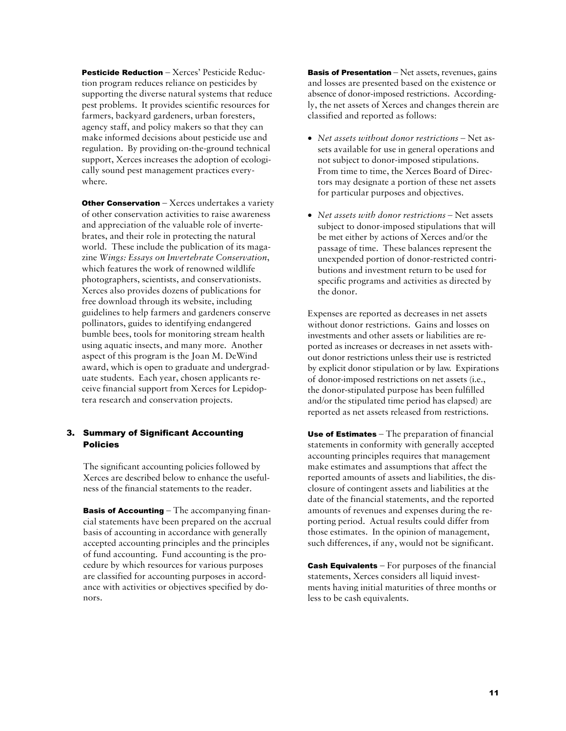**Pesticide Reduction** – Xerces' Pesticide Reduction program reduces reliance on pesticides by supporting the diverse natural systems that reduce pest problems. It provides scientific resources for farmers, backyard gardeners, urban foresters, agency staff, and policy makers so that they can make informed decisions about pesticide use and regulation. By providing on-the-ground technical support, Xerces increases the adoption of ecologically sound pest management practices everywhere.

**Other Conservation** – Xerces undertakes a variety of other conservation activities to raise awareness and appreciation of the valuable role of invertebrates, and their role in protecting the natural world. These include the publication of its magazine *Wings: Essays on Invertebrate Conservation*, which features the work of renowned wildlife photographers, scientists, and conservationists. Xerces also provides dozens of publications for free download through its website, including guidelines to help farmers and gardeners conserve pollinators, guides to identifying endangered bumble bees, tools for monitoring stream health using aquatic insects, and many more. Another aspect of this program is the Joan M. DeWind award, which is open to graduate and undergraduate students. Each year, chosen applicants receive financial support from Xerces for Lepidoptera research and conservation projects.

## 3. Summary of Significant Accounting Policies

The significant accounting policies followed by Xerces are described below to enhance the usefulness of the financial statements to the reader.

**Basis of Accounting** – The accompanying financial statements have been prepared on the accrual basis of accounting in accordance with generally accepted accounting principles and the principles of fund accounting. Fund accounting is the procedure by which resources for various purposes are classified for accounting purposes in accordance with activities or objectives specified by donors.

**Basis of Presentation** – Net assets, revenues, gains and losses are presented based on the existence or absence of donor-imposed restrictions. Accordingly, the net assets of Xerces and changes therein are classified and reported as follows:

- *Net assets without donor restrictions* – Net assets available for use in general operations and not subject to donor-imposed stipulations. From time to time, the Xerces Board of Directors may designate a portion of these net assets for particular purposes and objectives.
- *Net assets with donor restrictions* – Net assets subject to donor-imposed stipulations that will be met either by actions of Xerces and/or the passage of time. These balances represent the unexpended portion of donor-restricted contributions and investment return to be used for specific programs and activities as directed by the donor.

Expenses are reported as decreases in net assets without donor restrictions. Gains and losses on investments and other assets or liabilities are reported as increases or decreases in net assets without donor restrictions unless their use is restricted by explicit donor stipulation or by law. Expirations of donor-imposed restrictions on net assets (i.e., the donor-stipulated purpose has been fulfilled and/or the stipulated time period has elapsed) are reported as net assets released from restrictions.

**Use of Estimates** – The preparation of financial statements in conformity with generally accepted accounting principles requires that management make estimates and assumptions that affect the reported amounts of assets and liabilities, the disclosure of contingent assets and liabilities at the date of the financial statements, and the reported amounts of revenues and expenses during the reporting period. Actual results could differ from those estimates. In the opinion of management, such differences, if any, would not be significant.

**Cash Equivalents** – For purposes of the financial statements, Xerces considers all liquid investments having initial maturities of three months or less to be cash equivalents.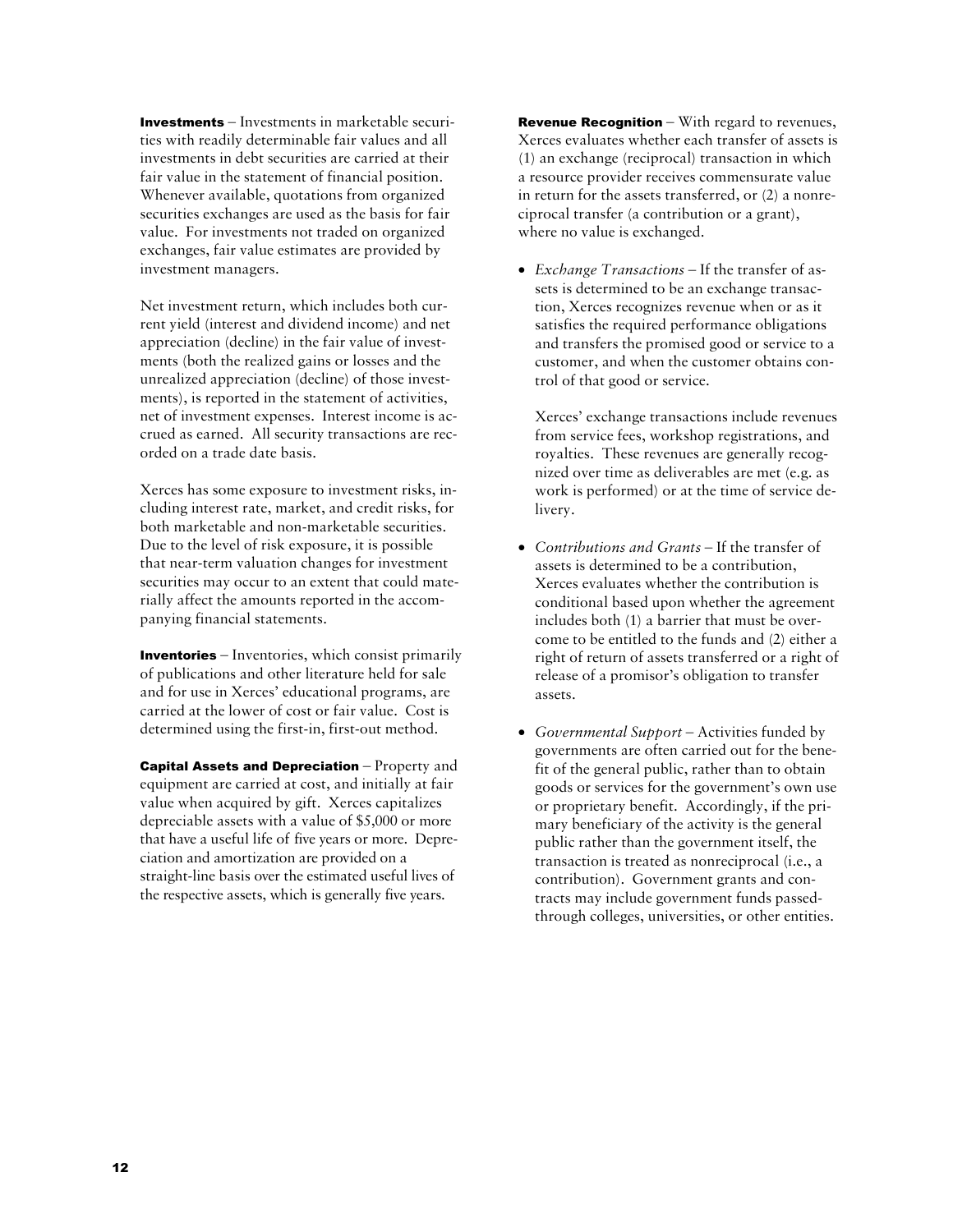**Investments** – Investments in marketable securities with readily determinable fair values and all investments in debt securities are carried at their fair value in the statement of financial position. Whenever available, quotations from organized securities exchanges are used as the basis for fair value. For investments not traded on organized exchanges, fair value estimates are provided by investment managers.

Net investment return, which includes both current yield (interest and dividend income) and net appreciation (decline) in the fair value of investments (both the realized gains or losses and the unrealized appreciation (decline) of those investments), is reported in the statement of activities, net of investment expenses. Interest income is accrued as earned. All security transactions are recorded on a trade date basis.

Xerces has some exposure to investment risks, including interest rate, market, and credit risks, for both marketable and non-marketable securities. Due to the level of risk exposure, it is possible that near-term valuation changes for investment securities may occur to an extent that could materially affect the amounts reported in the accompanying financial statements.

**Inventories** – Inventories, which consist primarily of publications and other literature held for sale and for use in Xerces' educational programs, are carried at the lower of cost or fair value. Cost is determined using the first-in, first-out method.

**Capital Assets and Depreciation** – Property and equipment are carried at cost, and initially at fair value when acquired by gift. Xerces capitalizes depreciable assets with a value of $5,000 or more that have a useful life of five years or more. Depreciation and amortization are provided on a straight-line basis over the estimated useful lives of the respective assets, which is generally five years.

**Revenue Recognition** – With regard to revenues, Xerces evaluates whether each transfer of assets is (1) an exchange (reciprocal) transaction in which a resource provider receives commensurate value in return for the assets transferred, or (2) a nonreciprocal transfer (a contribution or a grant), where no value is exchanged.

- *Exchange Transactions* – If the transfer of assets is determined to be an exchange transaction, Xerces recognizes revenue when or as it satisfies the required performance obligations and transfers the promised good or service to a customer, and when the customer obtains control of that good or service.

  Xerces' exchange transactions include revenues from service fees, workshop registrations, and royalties. These revenues are generally recognized over time as deliverables are met (e.g. as work is performed) or at the time of service delivery.

- *Contributions and Grants* – If the transfer of assets is determined to be a contribution, Xerces evaluates whether the contribution is conditional based upon whether the agreement includes both (1) a barrier that must be overcome to be entitled to the funds and (2) either a right of return of assets transferred or a right of release of a promisor's obligation to transfer assets.

- *Governmental Support* – Activities funded by governments are often carried out for the benefit of the general public, rather than to obtain goods or services for the government's own use or proprietary benefit. Accordingly, if the primary beneficiary of the activity is the general public rather than the government itself, the transaction is treated as nonreciprocal (i.e., a contribution). Government grants and contracts may include government funds passed-through colleges, universities, or other entities.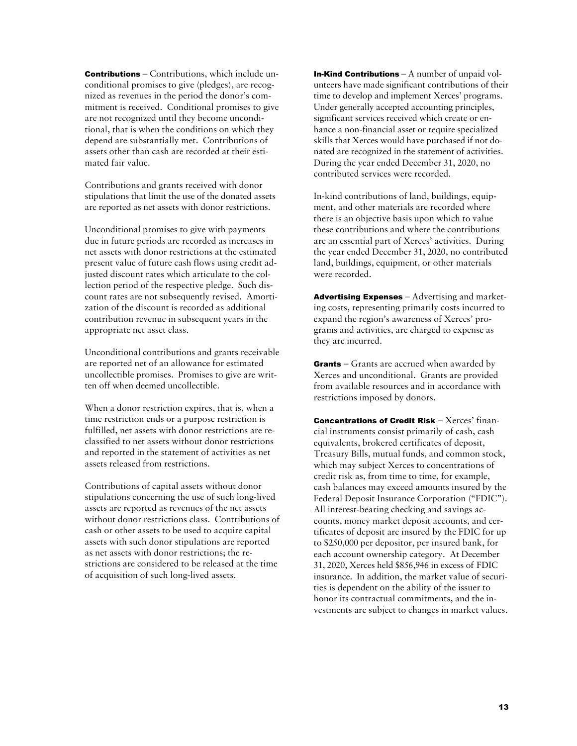**Contributions** – Contributions, which include unconditional promises to give (pledges), are recognized as revenues in the period the donor's commitment is received. Conditional promises to give are not recognized until they become unconditional, that is when the conditions on which they depend are substantially met. Contributions of assets other than cash are recorded at their estimated fair value.

Contributions and grants received with donor stipulations that limit the use of the donated assets are reported as net assets with donor restrictions.

Unconditional promises to give with payments due in future periods are recorded as increases in net assets with donor restrictions at the estimated present value of future cash flows using credit adjusted discount rates which articulate to the collection period of the respective pledge. Such discount rates are not subsequently revised. Amortization of the discount is recorded as additional contribution revenue in subsequent years in the appropriate net asset class.

Unconditional contributions and grants receivable are reported net of an allowance for estimated uncollectible promises. Promises to give are written off when deemed uncollectible.

When a donor restriction expires, that is, when a time restriction ends or a purpose restriction is fulfilled, net assets with donor restrictions are reclassified to net assets without donor restrictions and reported in the statement of activities as net assets released from restrictions.

Contributions of capital assets without donor stipulations concerning the use of such long-lived assets are reported as revenues of the net assets without donor restrictions class. Contributions of cash or other assets to be used to acquire capital assets with such donor stipulations are reported as net assets with donor restrictions; the restrictions are considered to be released at the time of acquisition of such long-lived assets.

**In-Kind Contributions** – A number of unpaid volunteers have made significant contributions of their time to develop and implement Xerces' programs. Under generally accepted accounting principles, significant services received which create or enhance a non-financial asset or require specialized skills that Xerces would have purchased if not donated are recognized in the statement of activities. During the year ended December 31, 2020, no contributed services were recorded.

In-kind contributions of land, buildings, equipment, and other materials are recorded where there is an objective basis upon which to value these contributions and where the contributions are an essential part of Xerces' activities. During the year ended December 31, 2020, no contributed land, buildings, equipment, or other materials were recorded.

**Advertising Expenses** – Advertising and marketing costs, representing primarily costs incurred to expand the region's awareness of Xerces' programs and activities, are charged to expense as they are incurred.

**Grants** – Grants are accrued when awarded by Xerces and unconditional. Grants are provided from available resources and in accordance with restrictions imposed by donors.

**Concentrations of Credit Risk** – Xerces' financial instruments consist primarily of cash, cash equivalents, brokered certificates of deposit, Treasury Bills, mutual funds, and common stock, which may subject Xerces to concentrations of credit risk as, from time to time, for example, cash balances may exceed amounts insured by the Federal Deposit Insurance Corporation ("FDIC"). All interest-bearing checking and savings accounts, money market deposit accounts, and certificates of deposit are insured by the FDIC for up to $250,000 per depositor, per insured bank, for each account ownership category. At December 31, 2020, Xerces held $856,946 in excess of FDIC insurance. In addition, the market value of securities is dependent on the ability of the issuer to honor its contractual commitments, and the investments are subject to changes in market values.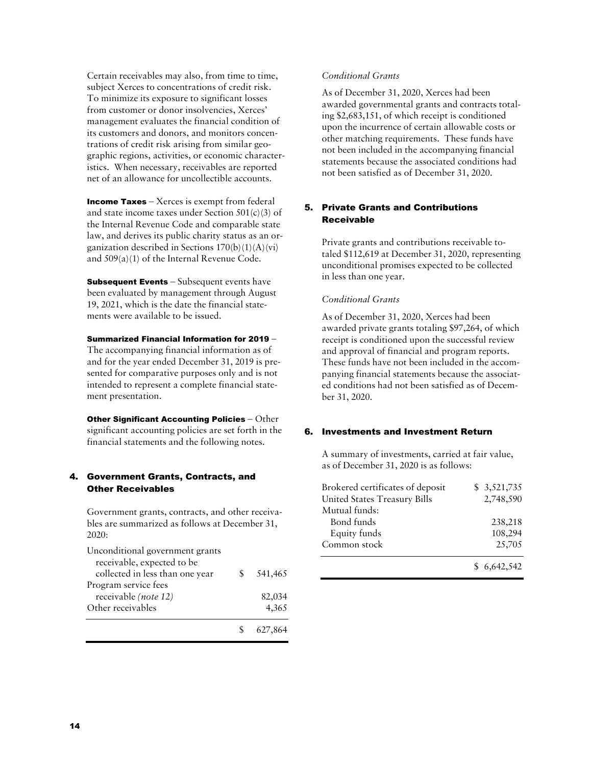Certain receivables may also, from time to time, subject Xerces to concentrations of credit risk. To minimize its exposure to significant losses from customer or donor insolvencies, Xerces' management evaluates the financial condition of its customers and donors, and monitors concentrations of credit risk arising from similar geographic regions, activities, or economic characteristics. When necessary, receivables are reported net of an allowance for uncollectible accounts.

**Income Taxes** – Xerces is exempt from federal and state income taxes under Section 501(c)(3) of the Internal Revenue Code and comparable state law, and derives its public charity status as an organization described in Sections 170(b)(1)(A)(vi) and 509(a)(1) of the Internal Revenue Code.

**Subsequent Events** – Subsequent events have been evaluated by management through August 19, 2021, which is the date the financial statements were available to be issued.

**Summarized Financial Information for 2019** – The accompanying financial information as of and for the year ended December 31, 2019 is presented for comparative purposes only and is not intended to represent a complete financial statement presentation.

**Other Significant Accounting Policies** – Other significant accounting policies are set forth in the financial statements and the following notes.

## 4. Government Grants, Contracts, and Other Receivables

Government grants, contracts, and other receivables are summarized as follows at December 31, 2020:

| | |
|---|---|
| Unconditional government grants receivable, expected to be collected in less than one year | $ 541,465 |
| Program service fees receivable *(note 12)* | 82,034 |
| Other receivables | 4,365 |
| | $ 627,864 |

*Conditional Grants*

As of December 31, 2020, Xerces had been awarded governmental grants and contracts totaling $2,683,151, of which receipt is conditioned upon the incurrence of certain allowable costs or other matching requirements. These funds have not been included in the accompanying financial statements because the associated conditions had not been satisfied as of December 31, 2020.

## 5. Private Grants and Contributions Receivable

Private grants and contributions receivable totaled $112,619 at December 31, 2020, representing unconditional promises expected to be collected in less than one year.

*Conditional Grants*

As of December 31, 2020, Xerces had been awarded private grants totaling $97,264, of which receipt is conditioned upon the successful review and approval of financial and program reports. These funds have not been included in the accompanying financial statements because the associated conditions had not been satisfied as of December 31, 2020.

## 6. Investments and Investment Return

A summary of investments, carried at fair value, as of December 31, 2020 is as follows:

| | |
|---|---|
| Brokered certificates of deposit | $ 3,521,735 |
| United States Treasury Bills | 2,748,590 |
| Mutual funds: | |
| Bond funds | 238,218 |
| Equity funds | 108,294 |
| Common stock | 25,705 |
| | $ 6,642,542 |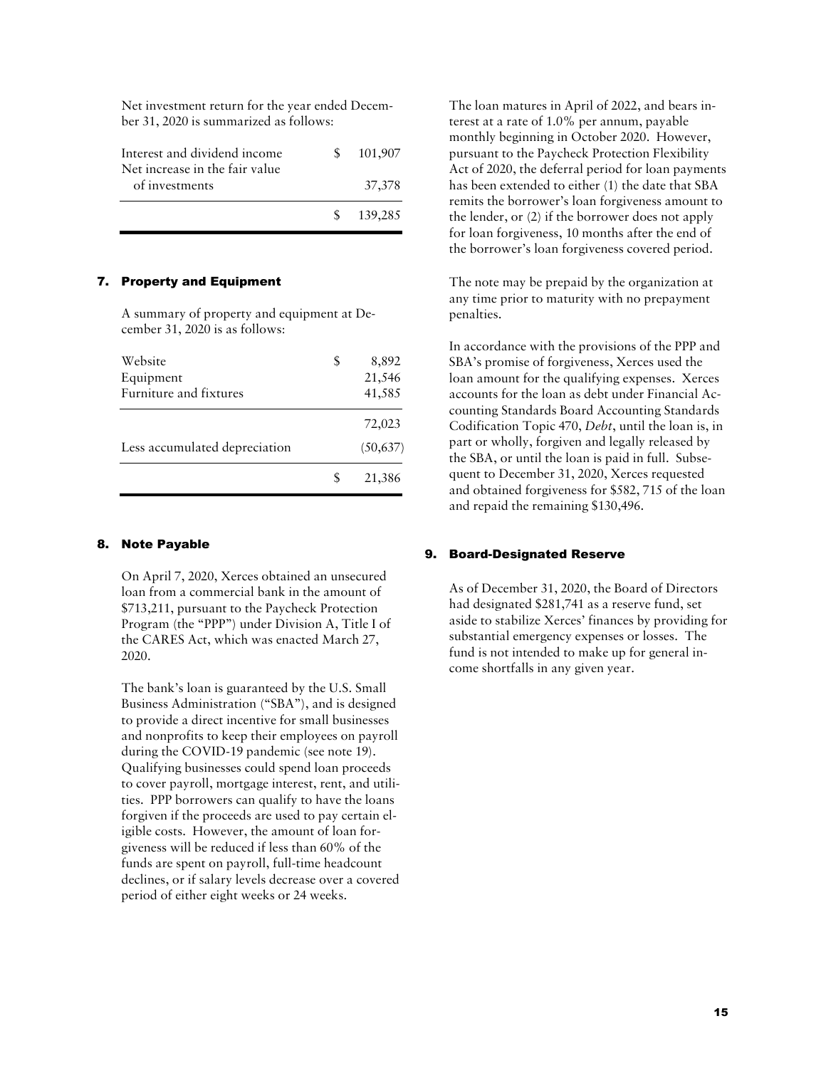Net investment return for the year ended December 31, 2020 is summarized as follows:

| | |
|---|---|
| Interest and dividend income | $ 101,907 |
| Net increase in the fair value of investments | 37,378 |
| | $ 139,285 |

## 7. Property and Equipment

A summary of property and equipment at December 31, 2020 is as follows:

| | |
|---|---|
| Website | $ 8,892 |
| Equipment | 21,546 |
| Furniture and fixtures | 41,585 |
| | 72,023 |
| Less accumulated depreciation | (50,637) |
| | $ 21,386 |

## 8. Note Payable

On April 7, 2020, Xerces obtained an unsecured loan from a commercial bank in the amount of $713,211, pursuant to the Paycheck Protection Program (the "PPP") under Division A, Title I of the CARES Act, which was enacted March 27, 2020.

The bank's loan is guaranteed by the U.S. Small Business Administration ("SBA"), and is designed to provide a direct incentive for small businesses and nonprofits to keep their employees on payroll during the COVID-19 pandemic (see note 19). Qualifying businesses could spend loan proceeds to cover payroll, mortgage interest, rent, and utilities. PPP borrowers can qualify to have the loans forgiven if the proceeds are used to pay certain eligible costs. However, the amount of loan forgiveness will be reduced if less than 60% of the funds are spent on payroll, full-time headcount declines, or if salary levels decrease over a covered period of either eight weeks or 24 weeks.

The loan matures in April of 2022, and bears interest at a rate of 1.0% per annum, payable monthly beginning in October 2020. However, pursuant to the Paycheck Protection Flexibility Act of 2020, the deferral period for loan payments has been extended to either (1) the date that SBA remits the borrower's loan forgiveness amount to the lender, or (2) if the borrower does not apply for loan forgiveness, 10 months after the end of the borrower's loan forgiveness covered period.

The note may be prepaid by the organization at any time prior to maturity with no prepayment penalties.

In accordance with the provisions of the PPP and SBA's promise of forgiveness, Xerces used the loan amount for the qualifying expenses. Xerces accounts for the loan as debt under Financial Accounting Standards Board Accounting Standards Codification Topic 470, *Debt*, until the loan is, in part or wholly, forgiven and legally released by the SBA, or until the loan is paid in full. Subsequent to December 31, 2020, Xerces requested and obtained forgiveness for $582, 715 of the loan and repaid the remaining $130,496.

## 9. Board-Designated Reserve

As of December 31, 2020, the Board of Directors had designated $281,741 as a reserve fund, set aside to stabilize Xerces' finances by providing for substantial emergency expenses or losses. The fund is not intended to make up for general income shortfalls in any given year.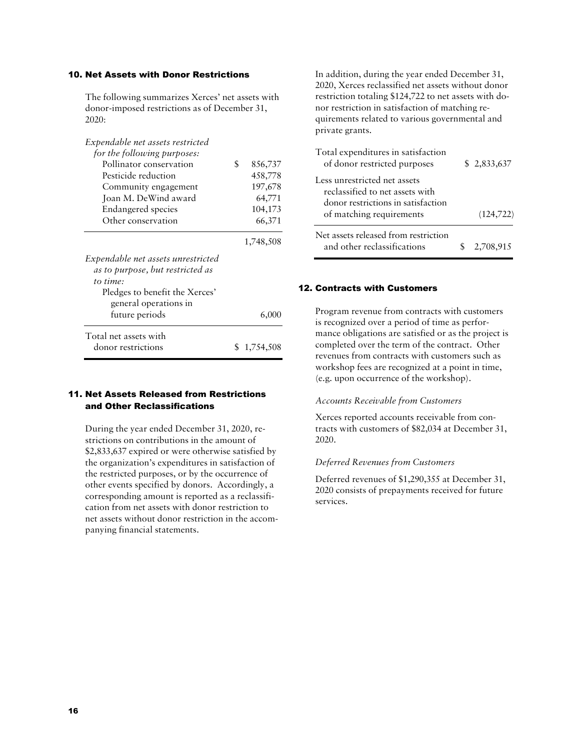## 10. Net Assets with Donor Restrictions

The following summarizes Xerces' net assets with donor-imposed restrictions as of December 31, 2020:

| | |
|---|---|
| *Expendable net assets restricted for the following purposes:* | |
| Pollinator conservation | $ 856,737 |
| Pesticide reduction | 458,778 |
| Community engagement | 197,678 |
| Joan M. DeWind award | 64,771 |
| Endangered species | 104,173 |
| Other conservation | 66,371 |
| | 1,748,508 |
| *Expendable net assets unrestricted as to purpose, but restricted as to time:* | |
| Pledges to benefit the Xerces' general operations in future periods | 6,000 |
| Total net assets with donor restrictions | $ 1,754,508 |

## 11. Net Assets Released from Restrictions and Other Reclassifications

During the year ended December 31, 2020, restrictions on contributions in the amount of $2,833,637 expired or were otherwise satisfied by the organization's expenditures in satisfaction of the restricted purposes, or by the occurrence of other events specified by donors. Accordingly, a corresponding amount is reported as a reclassification from net assets with donor restriction to net assets without donor restriction in the accompanying financial statements.

In addition, during the year ended December 31, 2020, Xerces reclassified net assets without donor restriction totaling $124,722 to net assets with donor restriction in satisfaction of matching requirements related to various governmental and private grants.

| | |
|---|---|
| Total expenditures in satisfaction of donor restricted purposes | $ 2,833,637 |
| Less unrestricted net assets reclassified to net assets with donor restrictions in satisfaction of matching requirements | (124,722) |
| Net assets released from restriction and other reclassifications | $ 2,708,915 |

## 12. Contracts with Customers

Program revenue from contracts with customers is recognized over a period of time as performance obligations are satisfied or as the project is completed over the term of the contract. Other revenues from contracts with customers such as workshop fees are recognized at a point in time, (e.g. upon occurrence of the workshop).

*Accounts Receivable from Customers*

Xerces reported accounts receivable from contracts with customers of $82,034 at December 31, 2020.

*Deferred Revenues from Customers*

Deferred revenues of $1,290,355 at December 31, 2020 consists of prepayments received for future services.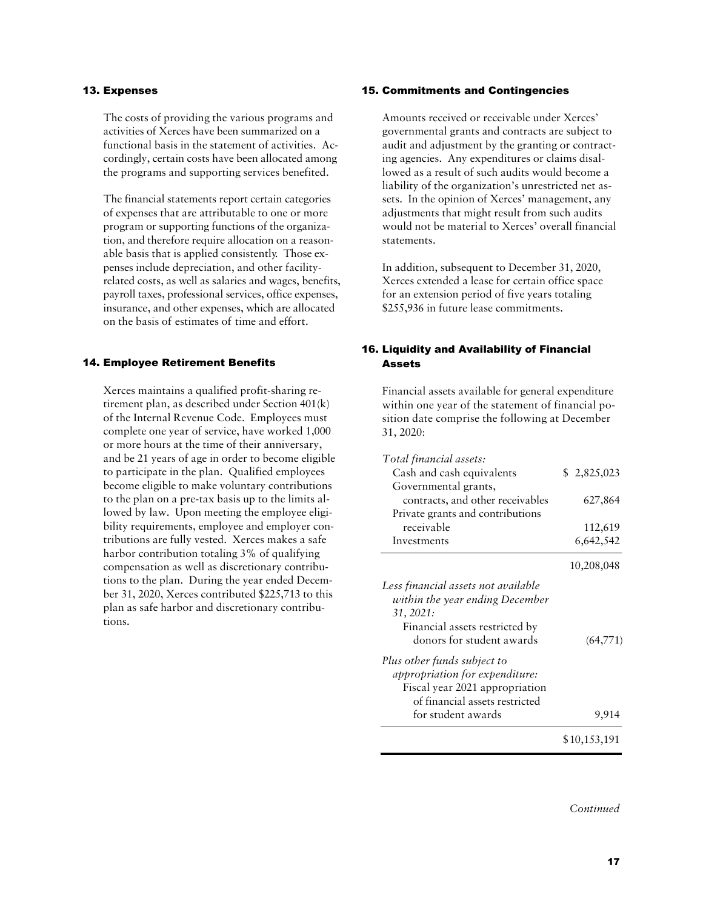## 13. Expenses

The costs of providing the various programs and activities of Xerces have been summarized on a functional basis in the statement of activities. Accordingly, certain costs have been allocated among the programs and supporting services benefited.

The financial statements report certain categories of expenses that are attributable to one or more program or supporting functions of the organization, and therefore require allocation on a reasonable basis that is applied consistently. Those expenses include depreciation, and other facility-related costs, as well as salaries and wages, benefits, payroll taxes, professional services, office expenses, insurance, and other expenses, which are allocated on the basis of estimates of time and effort.

## 14. Employee Retirement Benefits

Xerces maintains a qualified profit-sharing retirement plan, as described under Section 401(k) of the Internal Revenue Code. Employees must complete one year of service, have worked 1,000 or more hours at the time of their anniversary, and be 21 years of age in order to become eligible to participate in the plan. Qualified employees become eligible to make voluntary contributions to the plan on a pre-tax basis up to the limits allowed by law. Upon meeting the employee eligibility requirements, employee and employer contributions are fully vested. Xerces makes a safe harbor contribution totaling 3% of qualifying compensation as well as discretionary contributions to the plan. During the year ended December 31, 2020, Xerces contributed $225,713 to this plan as safe harbor and discretionary contributions.

## 15. Commitments and Contingencies

Amounts received or receivable under Xerces' governmental grants and contracts are subject to audit and adjustment by the granting or contracting agencies. Any expenditures or claims disallowed as a result of such audits would become a liability of the organization's unrestricted net assets. In the opinion of Xerces' management, any adjustments that might result from such audits would not be material to Xerces' overall financial statements.

In addition, subsequent to December 31, 2020, Xerces extended a lease for certain office space for an extension period of five years totaling $255,936 in future lease commitments.

## 16. Liquidity and Availability of Financial Assets

Financial assets available for general expenditure within one year of the statement of financial position date comprise the following at December 31, 2020:

| | |
|---|---|
| *Total financial assets:* | |
| Cash and cash equivalents | $ 2,825,023 |
| Governmental grants, contracts, and other receivables | 627,864 |
| Private grants and contributions receivable | 112,619 |
| Investments | 6,642,542 |
| | 10,208,048 |
| *Less financial assets not available within the year ending December 31, 2021:* | |
| Financial assets restricted by donors for student awards | (64,771) |
| *Plus other funds subject to appropriation for expenditure:* | |
| Fiscal year 2021 appropriation of financial assets restricted for student awards | 9,914 |
| | $10,153,191 |

*Continued*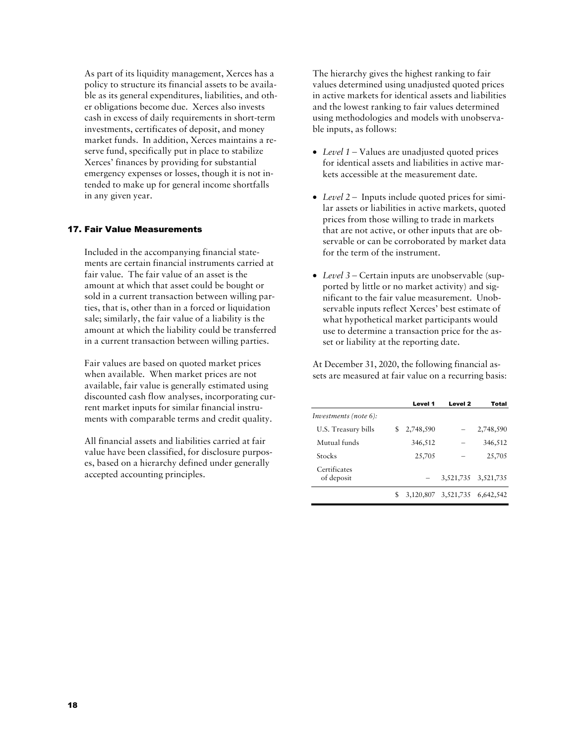As part of its liquidity management, Xerces has a policy to structure its financial assets to be available as its general expenditures, liabilities, and other obligations become due. Xerces also invests cash in excess of daily requirements in short-term investments, certificates of deposit, and money market funds. In addition, Xerces maintains a reserve fund, specifically put in place to stabilize Xerces' finances by providing for substantial emergency expenses or losses, though it is not intended to make up for general income shortfalls in any given year.

## 17. Fair Value Measurements

Included in the accompanying financial statements are certain financial instruments carried at fair value. The fair value of an asset is the amount at which that asset could be bought or sold in a current transaction between willing parties, that is, other than in a forced or liquidation sale; similarly, the fair value of a liability is the amount at which the liability could be transferred in a current transaction between willing parties.

Fair values are based on quoted market prices when available. When market prices are not available, fair value is generally estimated using discounted cash flow analyses, incorporating current market inputs for similar financial instruments with comparable terms and credit quality.

All financial assets and liabilities carried at fair value have been classified, for disclosure purposes, based on a hierarchy defined under generally accepted accounting principles.

The hierarchy gives the highest ranking to fair values determined using unadjusted quoted prices in active markets for identical assets and liabilities and the lowest ranking to fair values determined using methodologies and models with unobservable inputs, as follows:

- *Level 1* – Values are unadjusted quoted prices for identical assets and liabilities in active markets accessible at the measurement date.
- *Level 2* – Inputs include quoted prices for similar assets or liabilities in active markets, quoted prices from those willing to trade in markets that are not active, or other inputs that are observable or can be corroborated by market data for the term of the instrument.
- *Level 3* – Certain inputs are unobservable (supported by little or no market activity) and significant to the fair value measurement. Unobservable inputs reflect Xerces' best estimate of what hypothetical market participants would use to determine a transaction price for the asset or liability at the reporting date.

At December 31, 2020, the following financial assets are measured at fair value on a recurring basis:

| | Level 1 | Level 2 | Total |
|---|---|---|---|
| *Investments (note 6):* | | | |
| U.S. Treasury bills | $ 2,748,590 | – | 2,748,590 |
| Mutual funds | 346,512 | – | 346,512 |
| Stocks | 25,705 | – | 25,705 |
| Certificates of deposit | – | 3,521,735 | 3,521,735 |
| | $ 3,120,807 | 3,521,735 | 6,642,542 |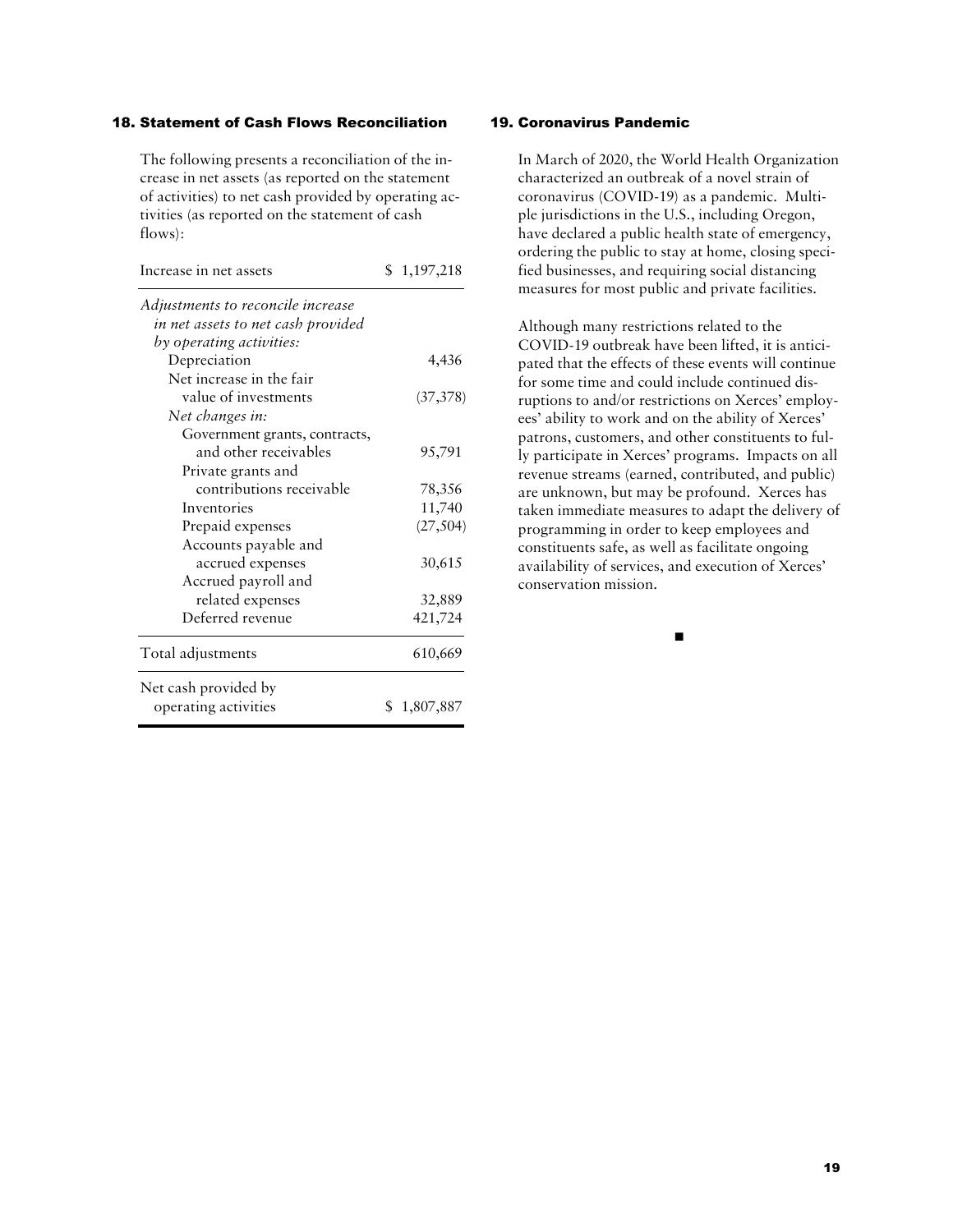## 18. Statement of Cash Flows Reconciliation

The following presents a reconciliation of the increase in net assets (as reported on the statement of activities) to net cash provided by operating activities (as reported on the statement of cash flows):

| | |
|---|---|
| Increase in net assets | $ 1,197,218 |
| *Adjustments to reconcile increase in net assets to net cash provided by operating activities:* | |
| Depreciation | 4,436 |
| Net increase in the fair value of investments | (37,378) |
| *Net changes in:* | |
| Government grants, contracts, and other receivables | 95,791 |
| Private grants and contributions receivable | 78,356 |
| Inventories | 11,740 |
| Prepaid expenses | (27,504) |
| Accounts payable and accrued expenses | 30,615 |
| Accrued payroll and related expenses | 32,889 |
| Deferred revenue | 421,724 |
| Total adjustments | 610,669 |
| Net cash provided by operating activities | $ 1,807,887 |

## 19. Coronavirus Pandemic

In March of 2020, the World Health Organization characterized an outbreak of a novel strain of coronavirus (COVID-19) as a pandemic. Multiple jurisdictions in the U.S., including Oregon, have declared a public health state of emergency, ordering the public to stay at home, closing specified businesses, and requiring social distancing measures for most public and private facilities.

Although many restrictions related to the COVID-19 outbreak have been lifted, it is anticipated that the effects of these events will continue for some time and could include continued disruptions to and/or restrictions on Xerces' employees' ability to work and on the ability of Xerces' patrons, customers, and other constituents to fully participate in Xerces' programs. Impacts on all revenue streams (earned, contributed, and public) are unknown, but may be profound. Xerces has taken immediate measures to adapt the delivery of programming in order to keep employees and constituents safe, as well as facilitate ongoing availability of services, and execution of Xerces' conservation mission.

■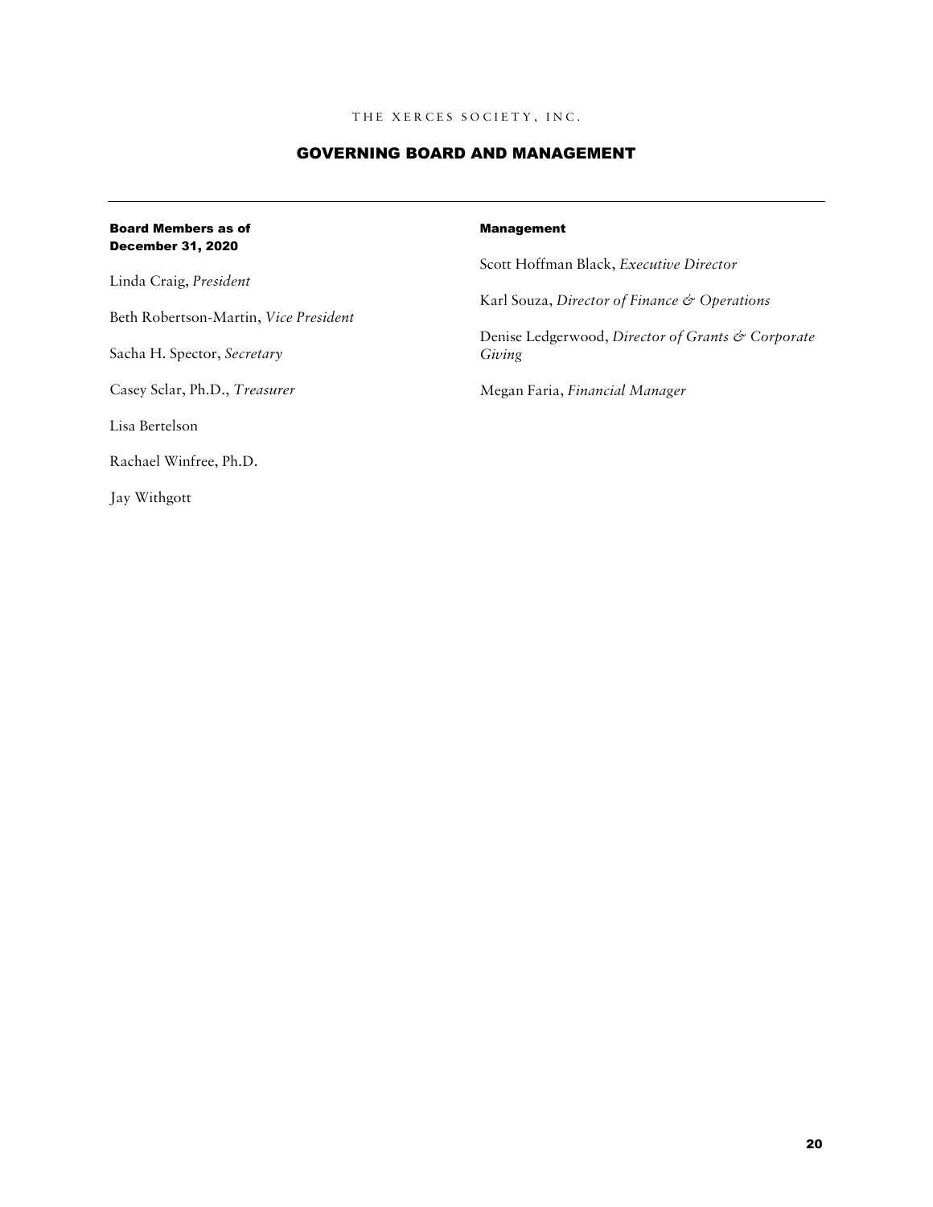# GOVERNING BOARD AND MANAGEMENT

**Board Members as of December 31, 2020**

Linda Craig, *President*

Beth Robertson-Martin, *Vice President*

Sacha H. Spector, *Secretary*

Casey Sclar, Ph.D., *Treasurer*

Lisa Bertelson

Rachael Winfree, Ph.D.

Jay Withgott

**Management**

Scott Hoffman Black, *Executive Director*

Karl Souza, *Director of Finance & Operations*

Denise Ledgerwood, *Director of Grants & Corporate Giving*

Megan Faria, *Financial Manager*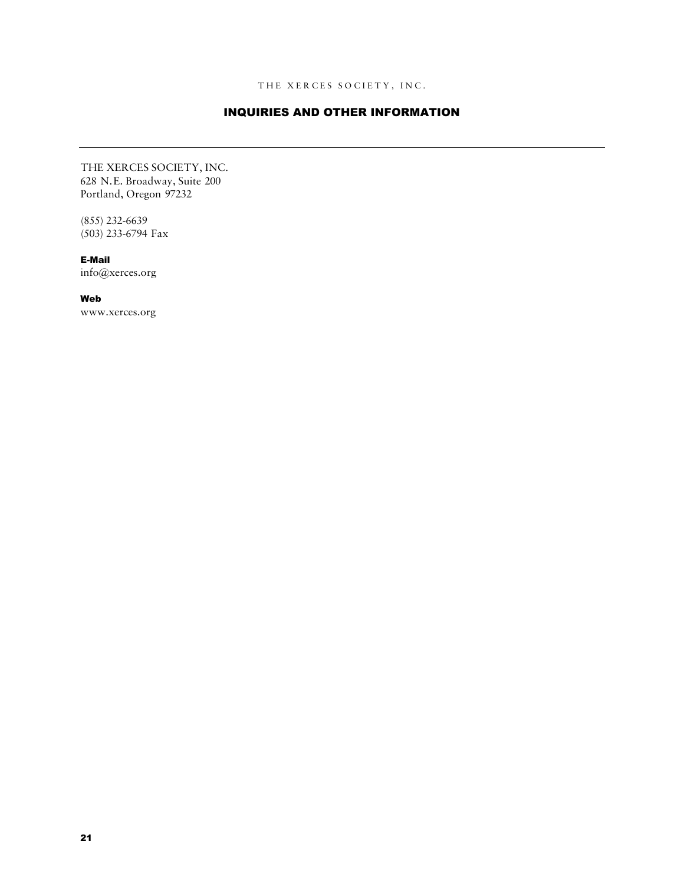## INQUIRIES AND OTHER INFORMATION

THE XERCES SOCIETY, INC.
628 N.E. Broadway, Suite 200
Portland, Oregon 97232

(855) 232-6639
(503) 233-6794 Fax

**E-Mail**
info@xerces.org

**Web**
www.xerces.org